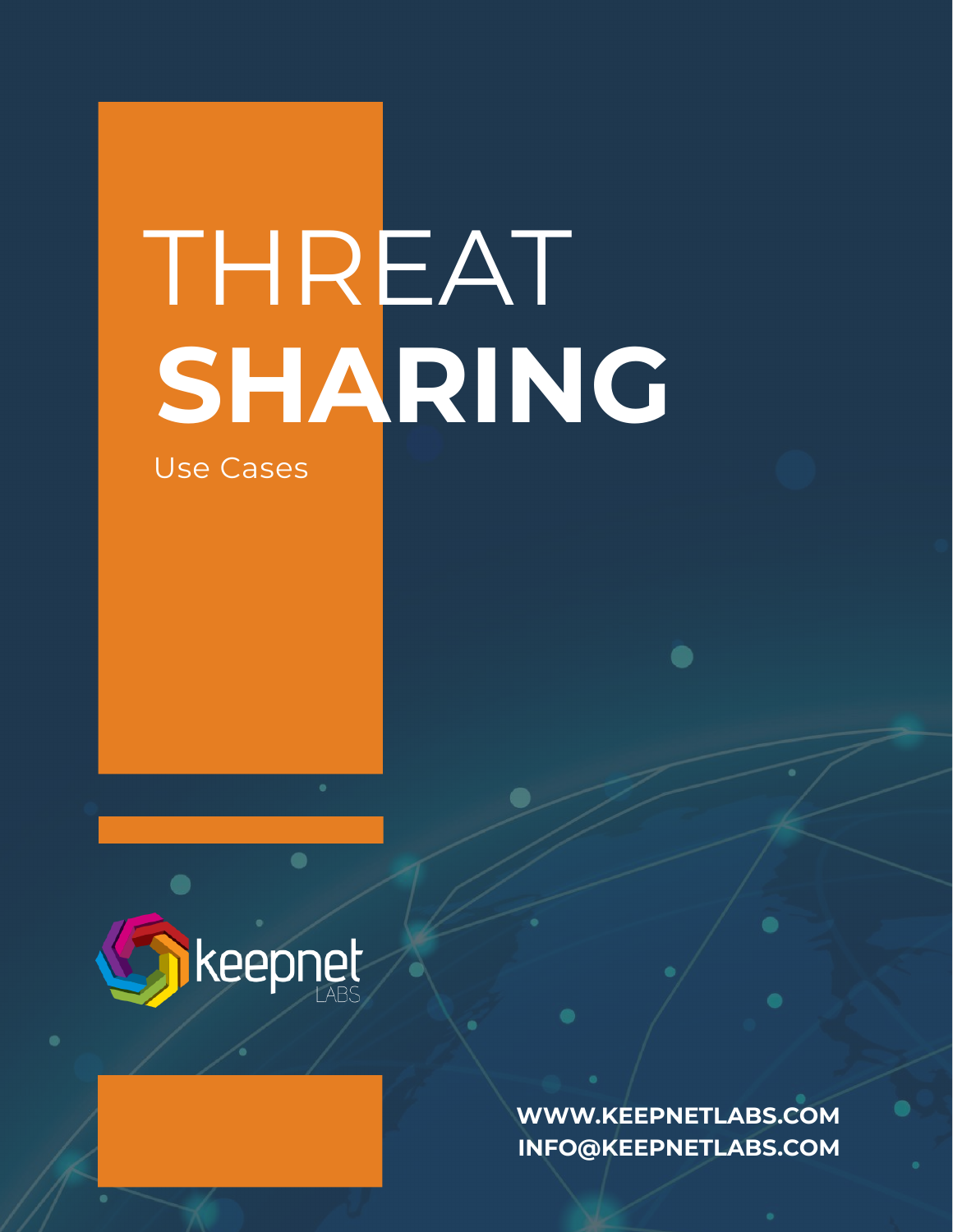# THREAT **SHARING**

Use Cases

keepnet LABS

WWW.KEEPNETLABS.COM
INFO@KEEPNETLABS.COM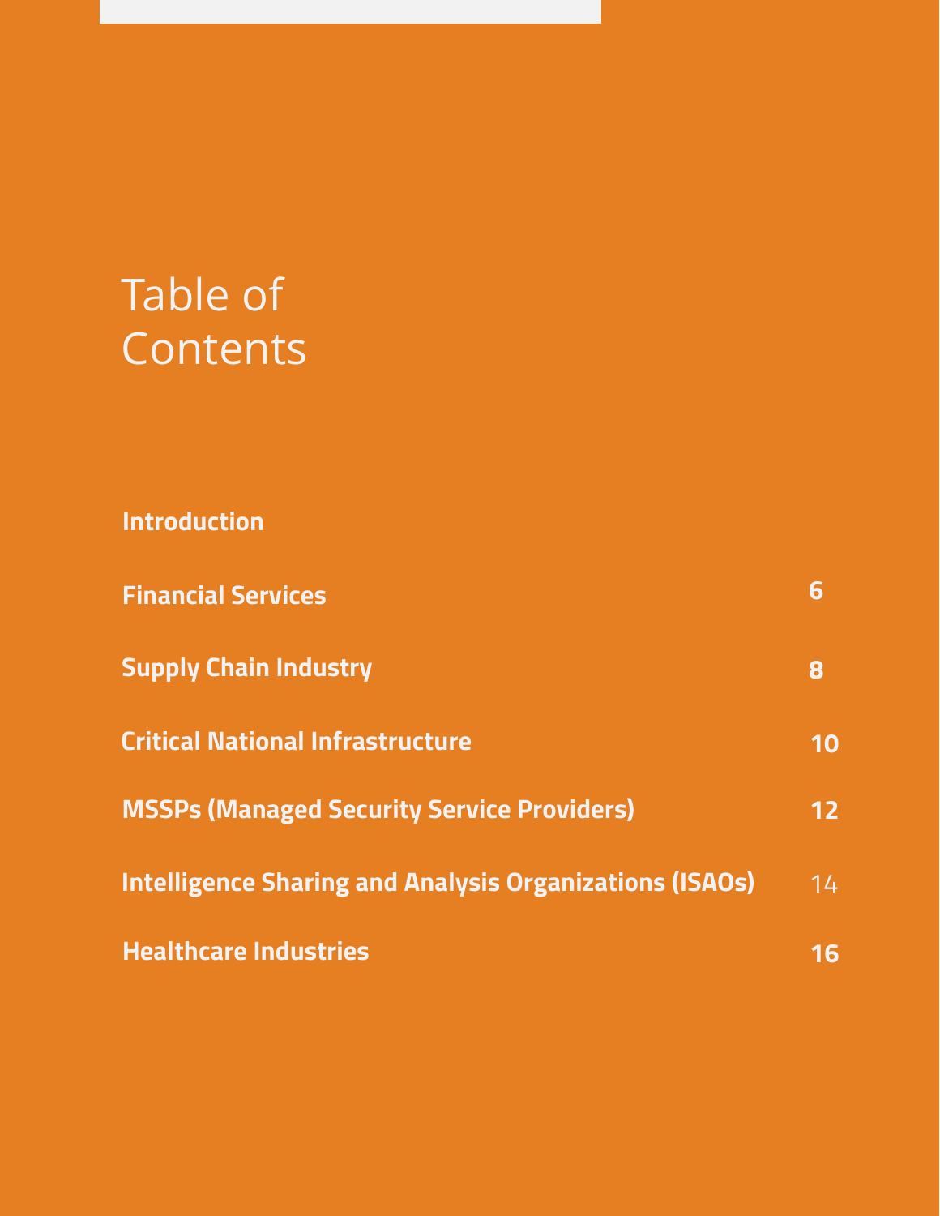# Table of Contents

| | |
|---|---|
| **Introduction** | |
| **Financial Services** | **6** |
| **Supply Chain Industry** | **8** |
| **Critical National Infrastructure** | **10** |
| **MSSPs (Managed Security Service Providers)** | **12** |
| **Intelligence Sharing and Analysis Organizations (ISAOs)** | 14 |
| **Healthcare Industries** | **16** |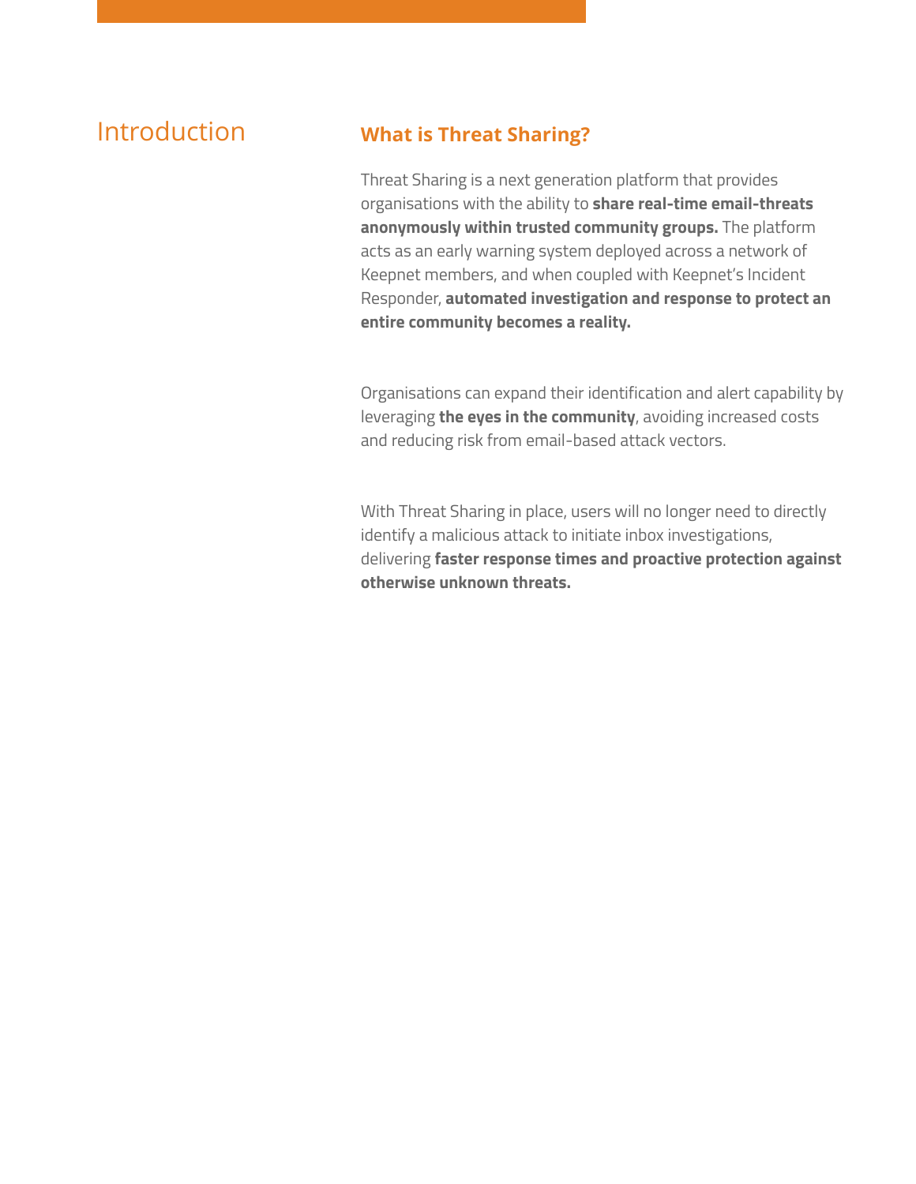# Introduction

## What is Threat Sharing?

Threat Sharing is a next generation platform that provides organisations with the ability to **share real-time email-threats anonymously within trusted community groups.** The platform acts as an early warning system deployed across a network of Keepnet members, and when coupled with Keepnet's Incident Responder, **automated investigation and response to protect an entire community becomes a reality.**

Organisations can expand their identification and alert capability by leveraging **the eyes in the community**, avoiding increased costs and reducing risk from email-based attack vectors.

With Threat Sharing in place, users will no longer need to directly identify a malicious attack to initiate inbox investigations, delivering **faster response times and proactive protection against otherwise unknown threats.**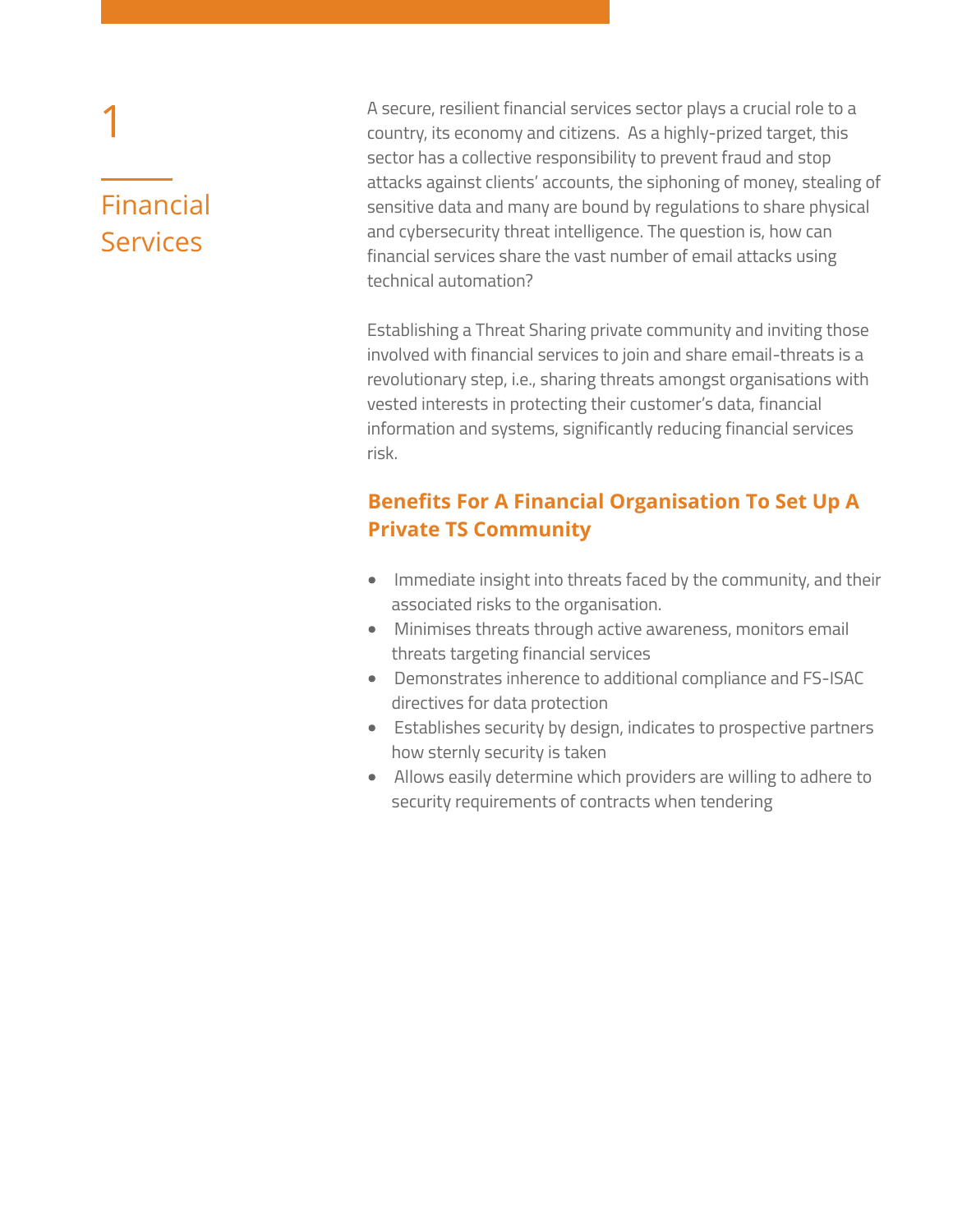# 1

## Financial Services

A secure, resilient financial services sector plays a crucial role to a country, its economy and citizens. As a highly-prized target, this sector has a collective responsibility to prevent fraud and stop attacks against clients' accounts, the siphoning of money, stealing of sensitive data and many are bound by regulations to share physical and cybersecurity threat intelligence. The question is, how can financial services share the vast number of email attacks using technical automation?

Establishing a Threat Sharing private community and inviting those involved with financial services to join and share email-threats is a revolutionary step, i.e., sharing threats amongst organisations with vested interests in protecting their customer's data, financial information and systems, significantly reducing financial services risk.

### Benefits For A Financial Organisation To Set Up A Private TS Community

- Immediate insight into threats faced by the community, and their associated risks to the organisation.
- Minimises threats through active awareness, monitors email threats targeting financial services
- Demonstrates inherence to additional compliance and FS-ISAC directives for data protection
- Establishes security by design, indicates to prospective partners how sternly security is taken
- Allows easily determine which providers are willing to adhere to security requirements of contracts when tendering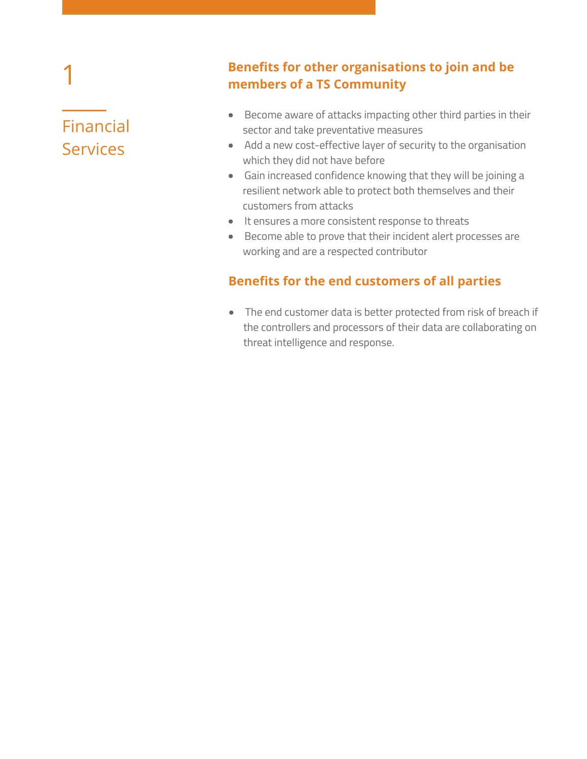# 1

## Financial Services

### Benefits for other organisations to join and be members of a TS Community

- Become aware of attacks impacting other third parties in their sector and take preventative measures
- Add a new cost-effective layer of security to the organisation which they did not have before
- Gain increased confidence knowing that they will be joining a resilient network able to protect both themselves and their customers from attacks
- It ensures a more consistent response to threats
- Become able to prove that their incident alert processes are working and are a respected contributor

### Benefits for the end customers of all parties

- The end customer data is better protected from risk of breach if the controllers and processors of their data are collaborating on threat intelligence and response.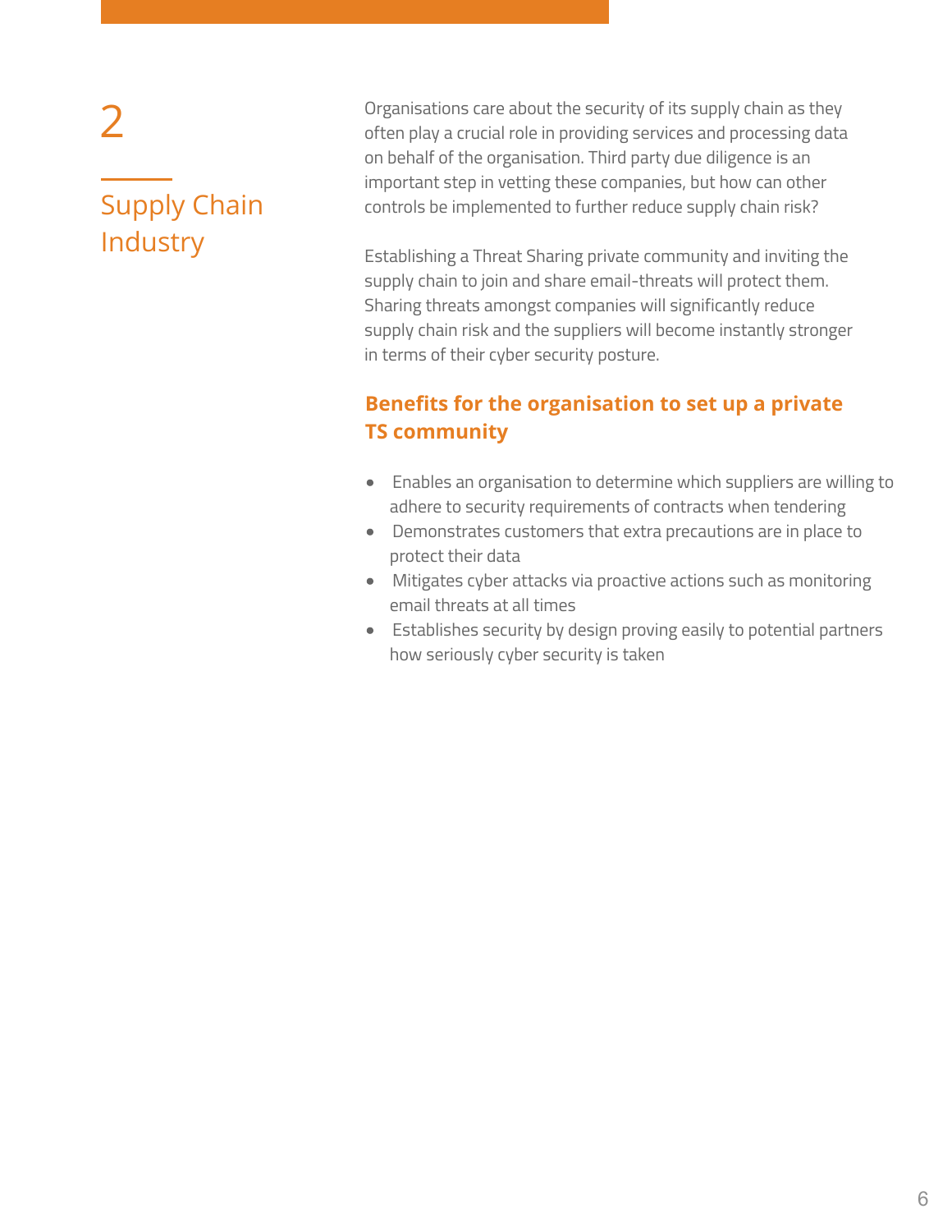# 2

## Supply Chain Industry

Organisations care about the security of its supply chain as they often play a crucial role in providing services and processing data on behalf of the organisation. Third party due diligence is an important step in vetting these companies, but how can other controls be implemented to further reduce supply chain risk?

Establishing a Threat Sharing private community and inviting the supply chain to join and share email-threats will protect them. Sharing threats amongst companies will significantly reduce supply chain risk and the suppliers will become instantly stronger in terms of their cyber security posture.

### Benefits for the organisation to set up a private TS community

- Enables an organisation to determine which suppliers are willing to adhere to security requirements of contracts when tendering
- Demonstrates customers that extra precautions are in place to protect their data
- Mitigates cyber attacks via proactive actions such as monitoring email threats at all times
- Establishes security by design proving easily to potential partners how seriously cyber security is taken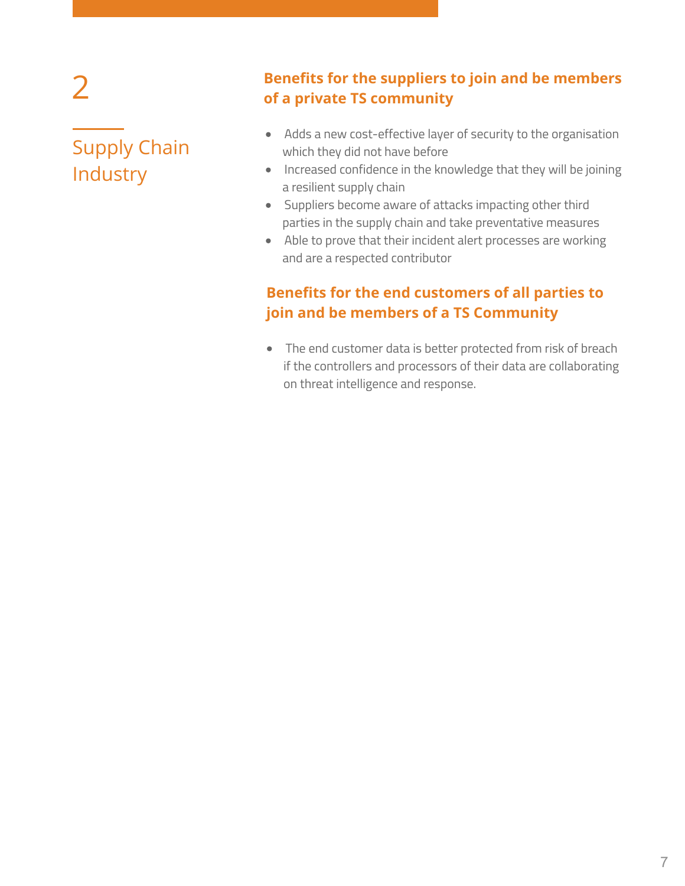# 2

## Supply Chain Industry

### Benefits for the suppliers to join and be members of a private TS community

- Adds a new cost-effective layer of security to the organisation which they did not have before
- Increased confidence in the knowledge that they will be joining a resilient supply chain
- Suppliers become aware of attacks impacting other third parties in the supply chain and take preventative measures
- Able to prove that their incident alert processes are working and are a respected contributor

### Benefits for the end customers of all parties to join and be members of a TS Community

- The end customer data is better protected from risk of breach if the controllers and processors of their data are collaborating on threat intelligence and response.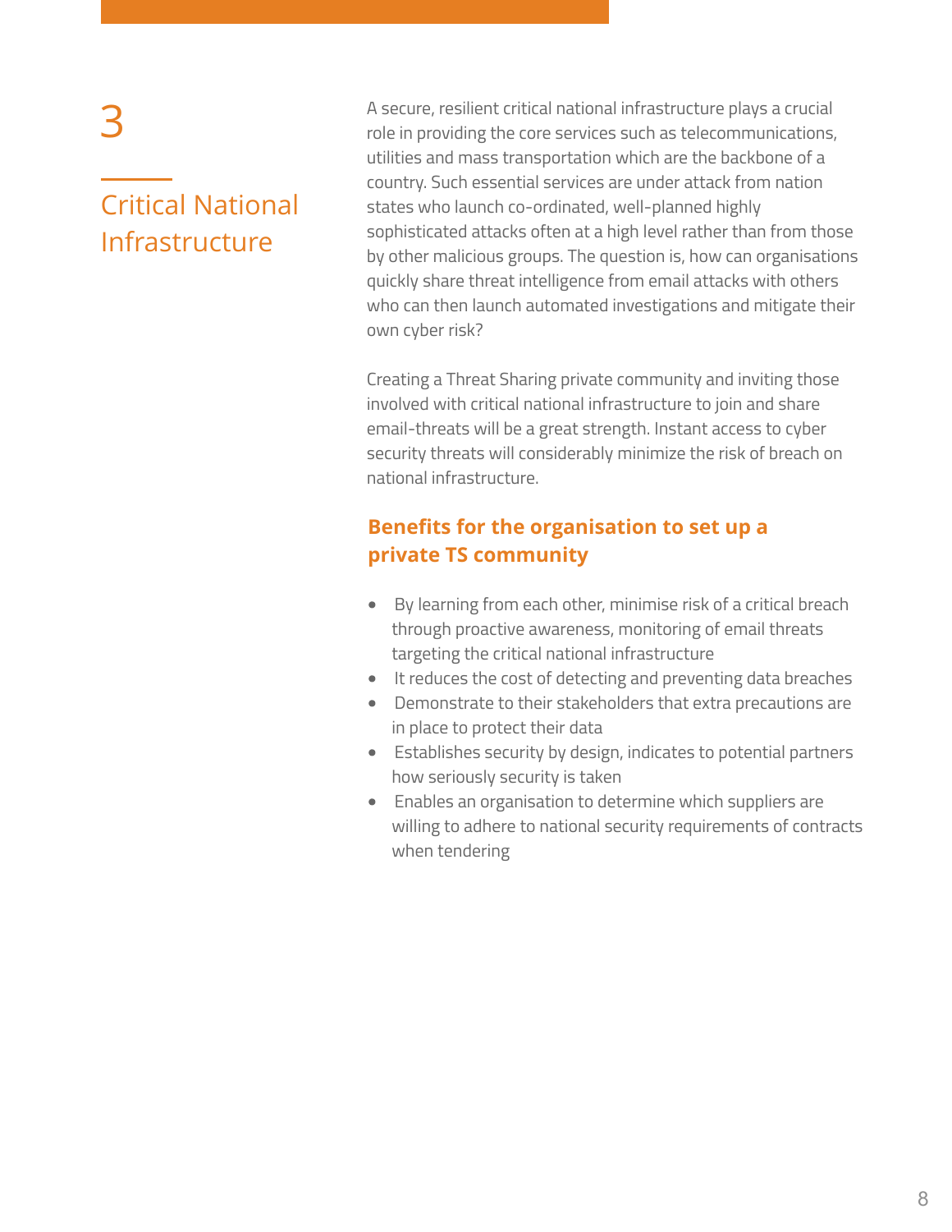# 3

# Critical National Infrastructure

A secure, resilient critical national infrastructure plays a crucial role in providing the core services such as telecommunications, utilities and mass transportation which are the backbone of a country. Such essential services are under attack from nation states who launch co-ordinated, well-planned highly sophisticated attacks often at a high level rather than from those by other malicious groups. The question is, how can organisations quickly share threat intelligence from email attacks with others who can then launch automated investigations and mitigate their own cyber risk?

Creating a Threat Sharing private community and inviting those involved with critical national infrastructure to join and share email-threats will be a great strength. Instant access to cyber security threats will considerably minimize the risk of breach on national infrastructure.

## Benefits for the organisation to set up a private TS community

- By learning from each other, minimise risk of a critical breach through proactive awareness, monitoring of email threats targeting the critical national infrastructure
- It reduces the cost of detecting and preventing data breaches
- Demonstrate to their stakeholders that extra precautions are in place to protect their data
- Establishes security by design, indicates to potential partners how seriously security is taken
- Enables an organisation to determine which suppliers are willing to adhere to national security requirements of contracts when tendering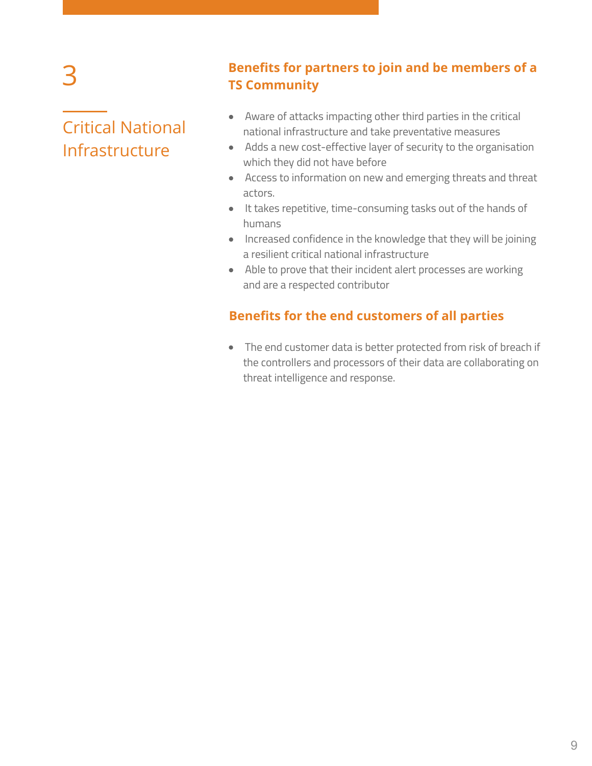# 3

## Critical National Infrastructure

### Benefits for partners to join and be members of a TS Community

- Aware of attacks impacting other third parties in the critical national infrastructure and take preventative measures
- Adds a new cost-effective layer of security to the organisation which they did not have before
- Access to information on new and emerging threats and threat actors.
- It takes repetitive, time-consuming tasks out of the hands of humans
- Increased confidence in the knowledge that they will be joining a resilient critical national infrastructure
- Able to prove that their incident alert processes are working and are a respected contributor

### Benefits for the end customers of all parties

- The end customer data is better protected from risk of breach if the controllers and processors of their data are collaborating on threat intelligence and response.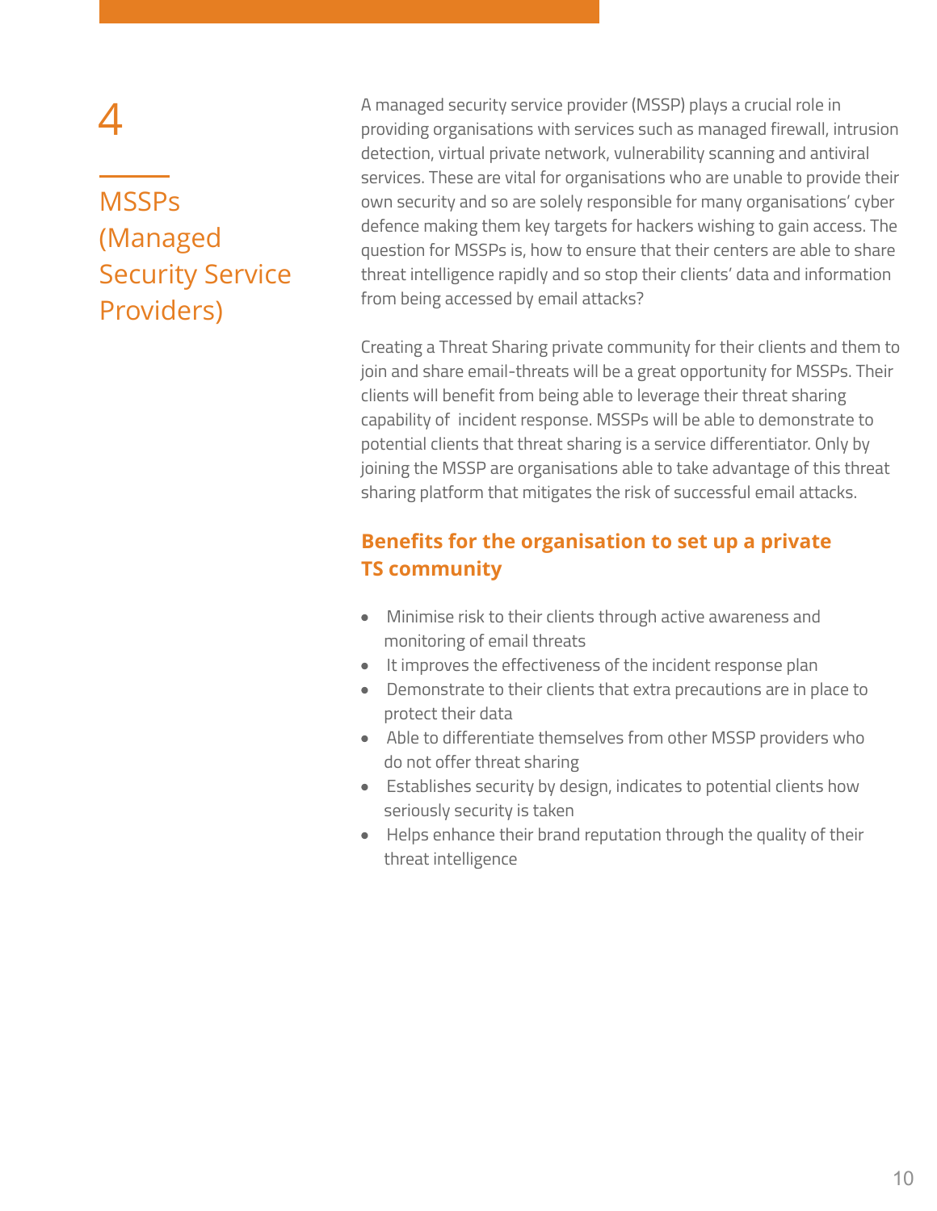# 4

## MSSPs (Managed Security Service Providers)

A managed security service provider (MSSP) plays a crucial role in providing organisations with services such as managed firewall, intrusion detection, virtual private network, vulnerability scanning and antiviral services. These are vital for organisations who are unable to provide their own security and so are solely responsible for many organisations' cyber defence making them key targets for hackers wishing to gain access. The question for MSSPs is, how to ensure that their centers are able to share threat intelligence rapidly and so stop their clients' data and information from being accessed by email attacks?

Creating a Threat Sharing private community for their clients and them to join and share email-threats will be a great opportunity for MSSPs. Their clients will benefit from being able to leverage their threat sharing capability of  incident response. MSSPs will be able to demonstrate to potential clients that threat sharing is a service differentiator. Only by joining the MSSP are organisations able to take advantage of this threat sharing platform that mitigates the risk of successful email attacks.

### Benefits for the organisation to set up a private TS community

- Minimise risk to their clients through active awareness and monitoring of email threats
- It improves the effectiveness of the incident response plan
- Demonstrate to their clients that extra precautions are in place to protect their data
- Able to differentiate themselves from other MSSP providers who do not offer threat sharing
- Establishes security by design, indicates to potential clients how seriously security is taken
- Helps enhance their brand reputation through the quality of their threat intelligence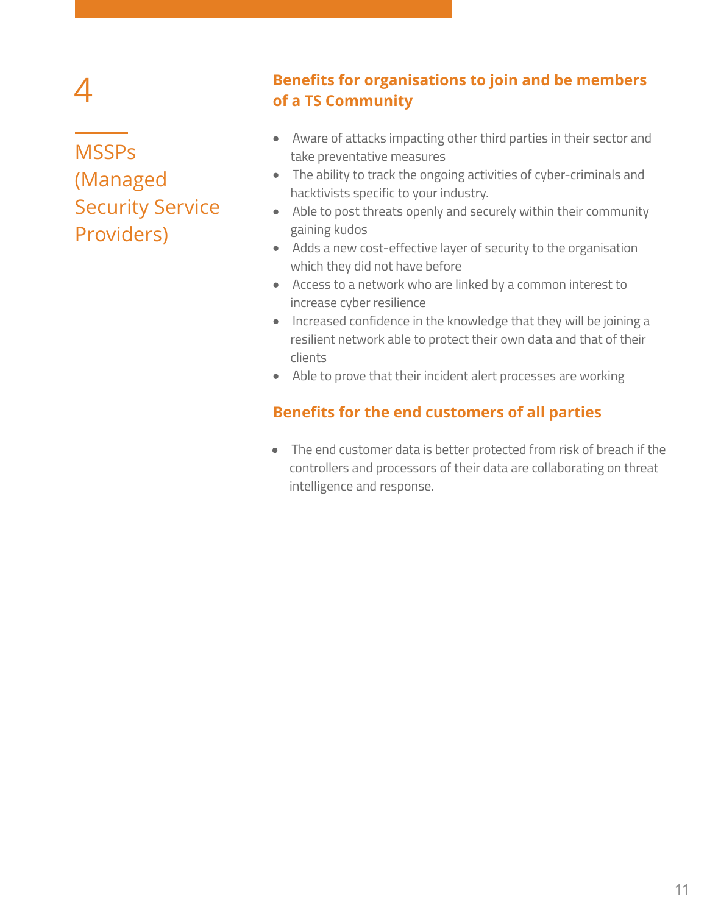# 4

## MSSPs (Managed Security Service Providers)

### Benefits for organisations to join and be members of a TS Community

- Aware of attacks impacting other third parties in their sector and take preventative measures
- The ability to track the ongoing activities of cyber-criminals and hacktivists specific to your industry.
- Able to post threats openly and securely within their community gaining kudos
- Adds a new cost-effective layer of security to the organisation which they did not have before
- Access to a network who are linked by a common interest to increase cyber resilience
- Increased confidence in the knowledge that they will be joining a resilient network able to protect their own data and that of their clients
- Able to prove that their incident alert processes are working

### Benefits for the end customers of all parties

- The end customer data is better protected from risk of breach if the controllers and processors of their data are collaborating on threat intelligence and response.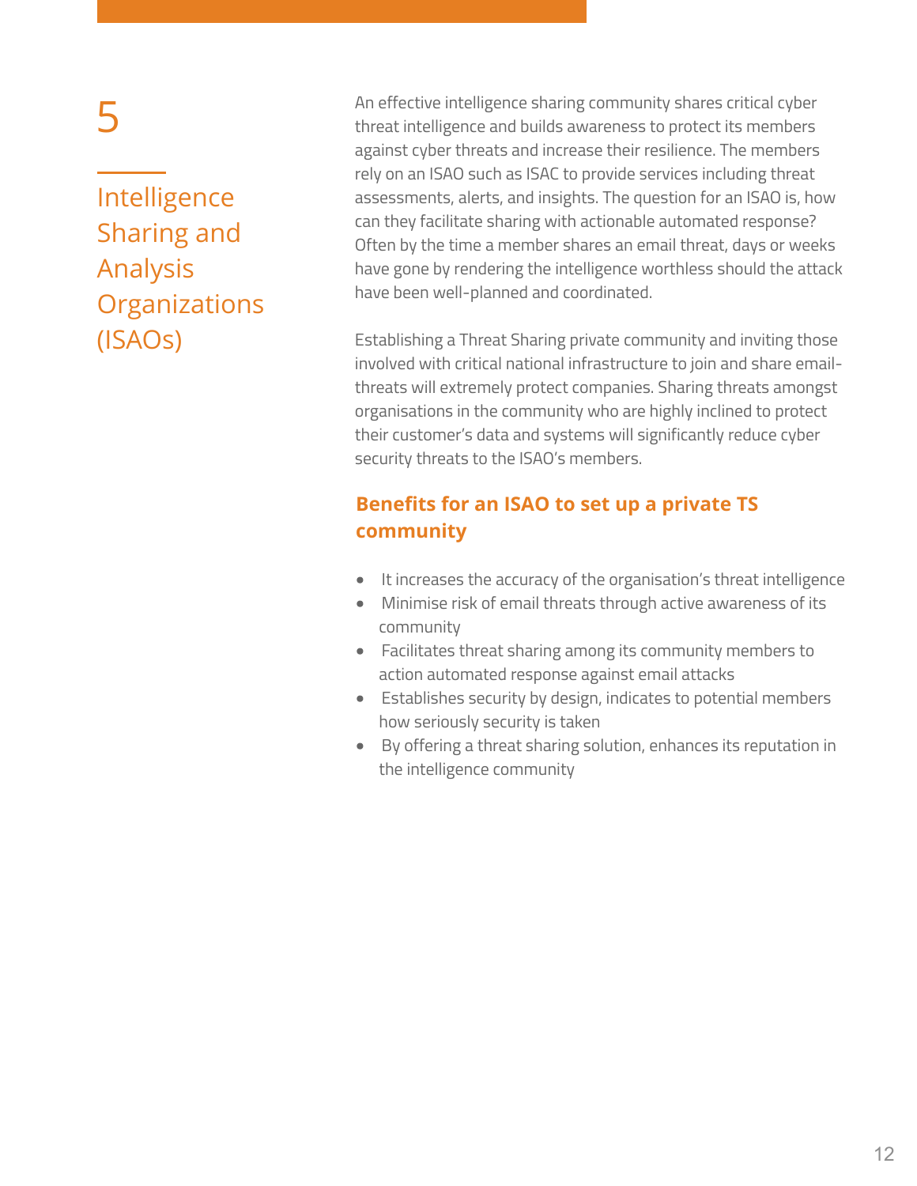# 5

## Intelligence Sharing and Analysis Organizations (ISAOs)

An effective intelligence sharing community shares critical cyber threat intelligence and builds awareness to protect its members against cyber threats and increase their resilience. The members rely on an ISAO such as ISAC to provide services including threat assessments, alerts, and insights. The question for an ISAO is, how can they facilitate sharing with actionable automated response? Often by the time a member shares an email threat, days or weeks have gone by rendering the intelligence worthless should the attack have been well-planned and coordinated.

Establishing a Threat Sharing private community and inviting those involved with critical national infrastructure to join and share email-threats will extremely protect companies. Sharing threats amongst organisations in the community who are highly inclined to protect their customer's data and systems will significantly reduce cyber security threats to the ISAO's members.

### Benefits for an ISAO to set up a private TS community

- It increases the accuracy of the organisation's threat intelligence
- Minimise risk of email threats through active awareness of its community
- Facilitates threat sharing among its community members to action automated response against email attacks
- Establishes security by design, indicates to potential members how seriously security is taken
- By offering a threat sharing solution, enhances its reputation in the intelligence community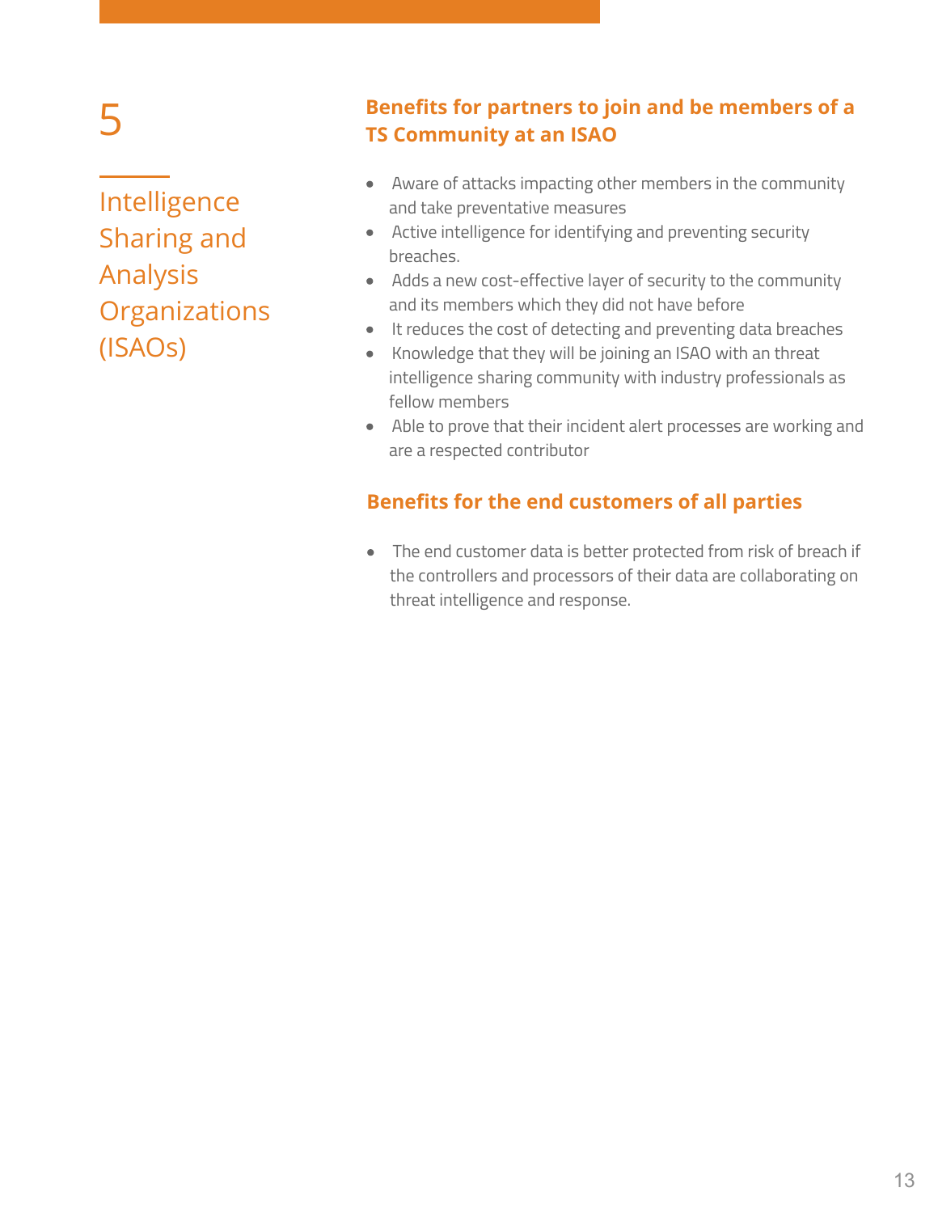# 5

# Intelligence Sharing and Analysis Organizations (ISAOs)

## Benefits for partners to join and be members of a TS Community at an ISAO

- Aware of attacks impacting other members in the community and take preventative measures
- Active intelligence for identifying and preventing security breaches.
- Adds a new cost-effective layer of security to the community and its members which they did not have before
- It reduces the cost of detecting and preventing data breaches
- Knowledge that they will be joining an ISAO with an threat intelligence sharing community with industry professionals as fellow members
- Able to prove that their incident alert processes are working and are a respected contributor

## Benefits for the end customers of all parties

- The end customer data is better protected from risk of breach if the controllers and processors of their data are collaborating on threat intelligence and response.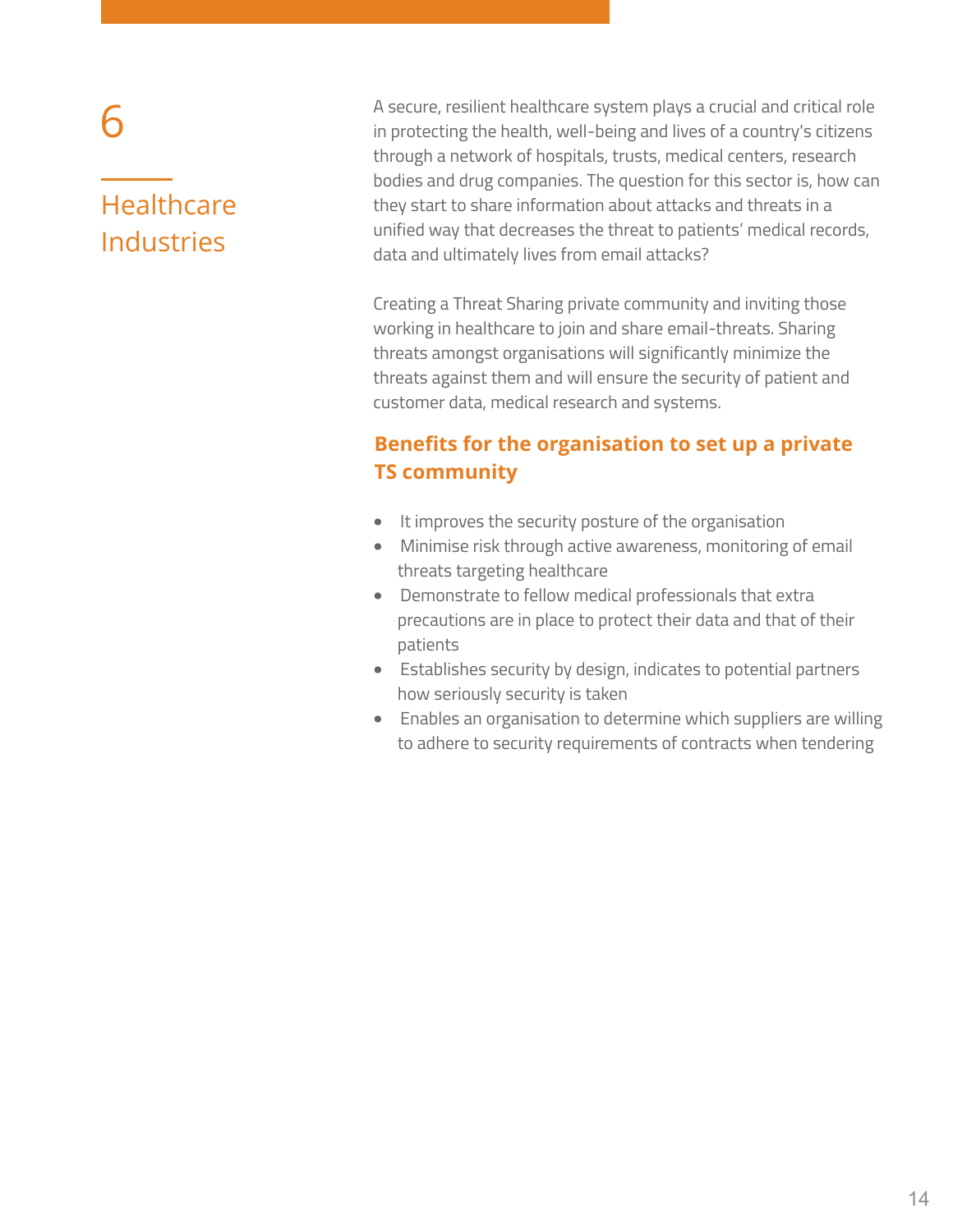# 6 Healthcare Industries

A secure, resilient healthcare system plays a crucial and critical role in protecting the health, well-being and lives of a country's citizens through a network of hospitals, trusts, medical centers, research bodies and drug companies. The question for this sector is, how can they start to share information about attacks and threats in a unified way that decreases the threat to patients' medical records, data and ultimately lives from email attacks?

Creating a Threat Sharing private community and inviting those working in healthcare to join and share email-threats. Sharing threats amongst organisations will significantly minimize the threats against them and will ensure the security of patient and customer data, medical research and systems.

## Benefits for the organisation to set up a private TS community

- It improves the security posture of the organisation
- Minimise risk through active awareness, monitoring of email threats targeting healthcare
- Demonstrate to fellow medical professionals that extra precautions are in place to protect their data and that of their patients
- Establishes security by design, indicates to potential partners how seriously security is taken
- Enables an organisation to determine which suppliers are willing to adhere to security requirements of contracts when tendering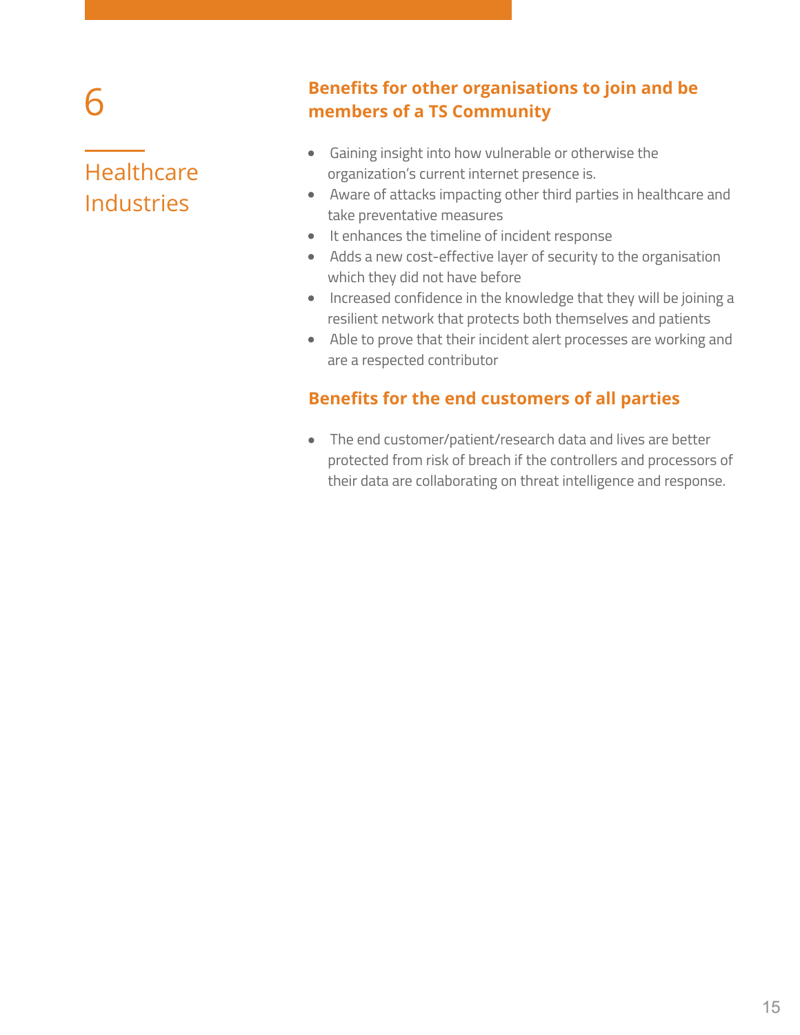# 6

## Healthcare Industries

### Benefits for other organisations to join and be members of a TS Community

- Gaining insight into how vulnerable or otherwise the organization's current internet presence is.
- Aware of attacks impacting other third parties in healthcare and take preventative measures
- It enhances the timeline of incident response
- Adds a new cost-effective layer of security to the organisation which they did not have before
- Increased confidence in the knowledge that they will be joining a resilient network that protects both themselves and patients
- Able to prove that their incident alert processes are working and are a respected contributor

### Benefits for the end customers of all parties

- The end customer/patient/research data and lives are better protected from risk of breach if the controllers and processors of their data are collaborating on threat intelligence and response.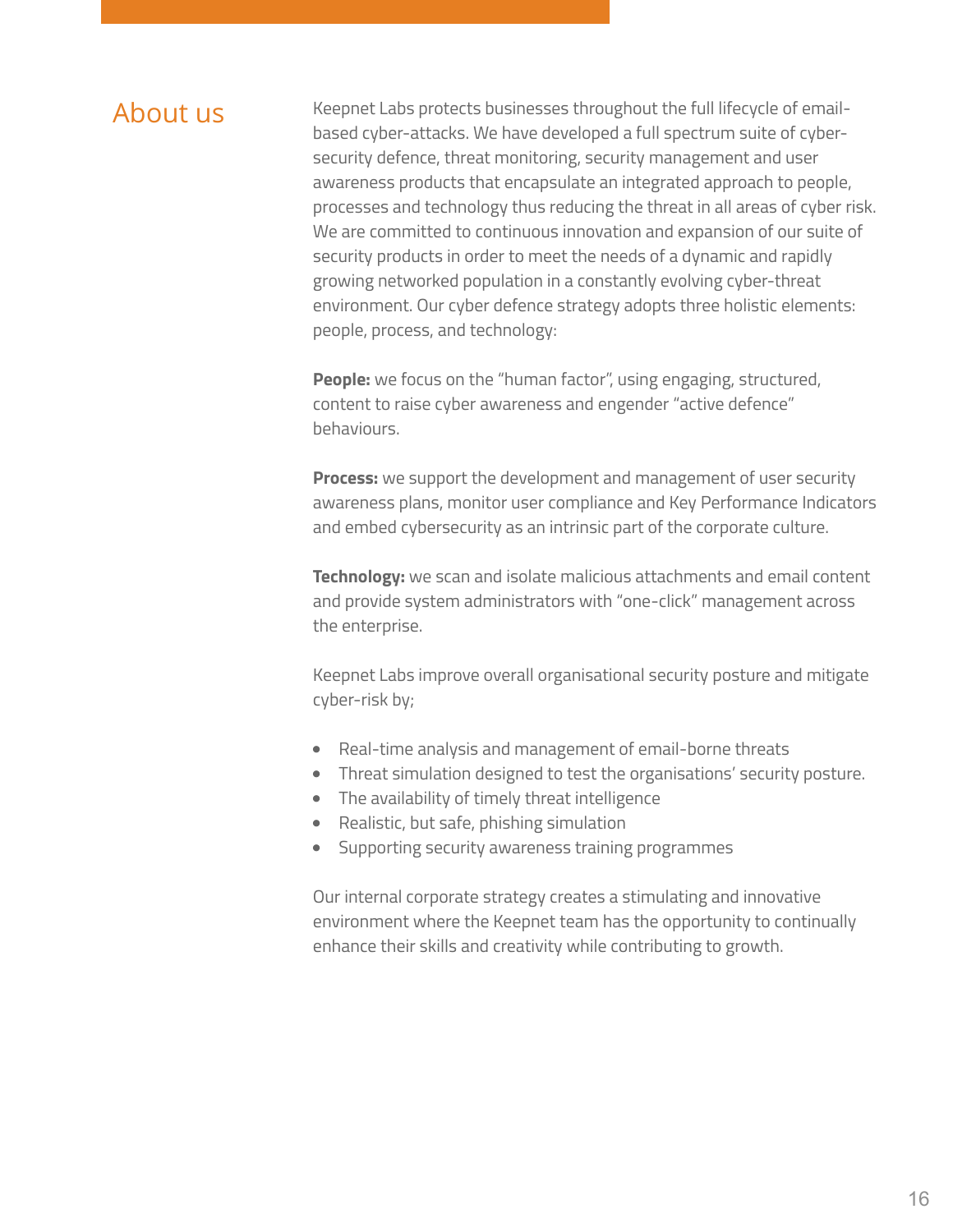## About us

Keepnet Labs protects businesses throughout the full lifecycle of email-based cyber-attacks. We have developed a full spectrum suite of cyber-security defence, threat monitoring, security management and user awareness products that encapsulate an integrated approach to people, processes and technology thus reducing the threat in all areas of cyber risk. We are committed to continuous innovation and expansion of our suite of security products in order to meet the needs of a dynamic and rapidly growing networked population in a constantly evolving cyber-threat environment. Our cyber defence strategy adopts three holistic elements: people, process, and technology:

**People:** we focus on the "human factor", using engaging, structured, content to raise cyber awareness and engender "active defence" behaviours.

**Process:** we support the development and management of user security awareness plans, monitor user compliance and Key Performance Indicators and embed cybersecurity as an intrinsic part of the corporate culture.

**Technology:** we scan and isolate malicious attachments and email content and provide system administrators with "one-click" management across the enterprise.

Keepnet Labs improve overall organisational security posture and mitigate cyber-risk by;

- Real-time analysis and management of email-borne threats
- Threat simulation designed to test the organisations' security posture.
- The availability of timely threat intelligence
- Realistic, but safe, phishing simulation
- Supporting security awareness training programmes

Our internal corporate strategy creates a stimulating and innovative environment where the Keepnet team has the opportunity to continually enhance their skills and creativity while contributing to growth.